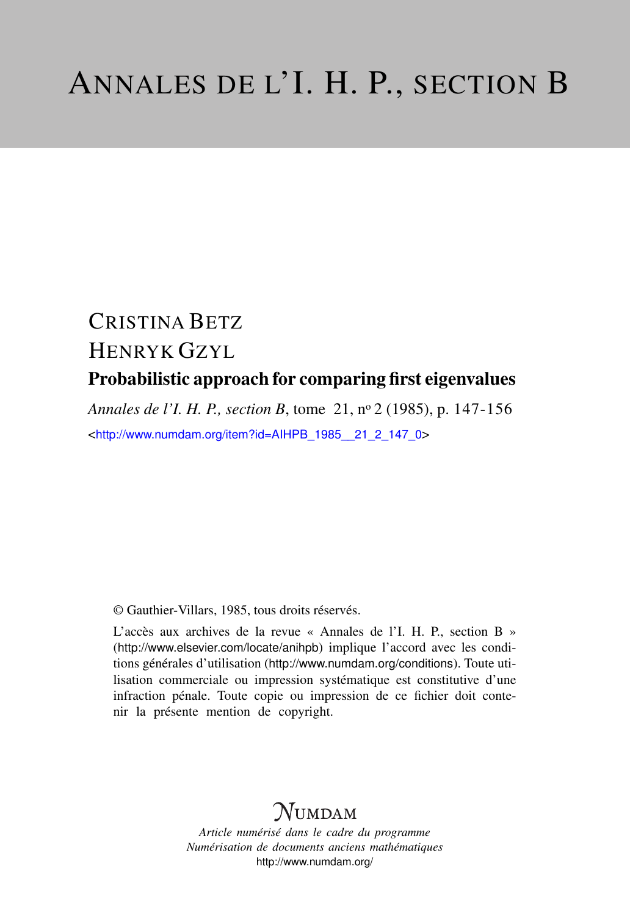# ANNALES DE L'I. H. P., SECTION B

CRISTINA BETZ

HENRYK GZYL

## Probabilistic approach for comparing first eigenvalues

*Annales de l'I. H. P., section B*, tome 21, nº 2 (1985), p. 147-156

<http://www.numdam.org/item?id=AIHPB_1985__21_2_147_0>

© Gauthier-Villars, 1985, tous droits réservés.

L'accès aux archives de la revue « Annales de l'I. H. P., section B » (http://www.elsevier.com/locate/anihpb) implique l'accord avec les conditions générales d'utilisation (http://www.numdam.org/conditions). Toute utilisation commerciale ou impression systématique est constitutive d'une infraction pénale. Toute copie ou impression de ce fichier doit contenir la présente mention de copyright.

NUMDAM

*Article numérisé dans le cadre du programme*
*Numérisation de documents anciens mathématiques*
http://www.numdam.org/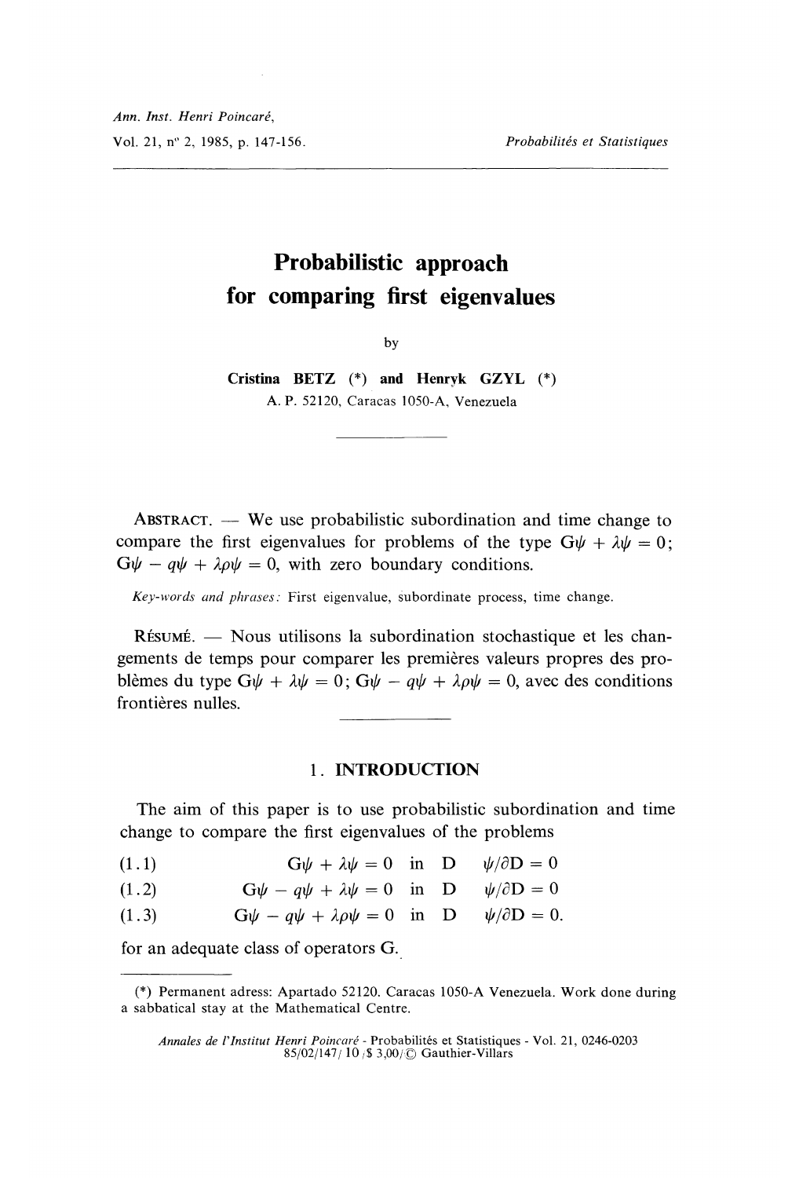# Probabilistic approach for comparing first eigenvalues

by

**Cristina BETZ (\*) and Henryk GZYL (\*)**

A. P. 52120, Caracas 1050-A, Venezuela

---

ABSTRACT. — We use probabilistic subordination and time change to compare the first eigenvalues for problems of the type $G\psi + \lambda\psi = 0$; $G\psi - q\psi + \lambda\rho\psi = 0$, with zero boundary conditions.

*Key-words and phrases:* First eigenvalue, subordinate process, time change.

RÉSUMÉ. — Nous utilisons la subordination stochastique et les changements de temps pour comparer les premières valeurs propres des problèmes du type $G\psi + \lambda\psi = 0$; $G\psi - q\psi + \lambda\rho\psi = 0$, avec des conditions frontières nulles.

---

## 1. INTRODUCTION

The aim of this paper is to use probabilistic subordination and time change to compare the first eigenvalues of the problems

$$(1.1) \qquad G\psi + \lambda\psi = 0 \quad \text{in } D \qquad \psi/\partial D = 0$$

$$(1.2) \qquad G\psi - q\psi + \lambda\psi = 0 \quad \text{in } D \qquad \psi/\partial D = 0$$

$$(1.3) \qquad G\psi - q\psi + \lambda\rho\psi = 0 \quad \text{in } D \qquad \psi/\partial D = 0.$$

for an adequate class of operators G.

---

(\*) Permanent adress: Apartado 52120. Caracas 1050-A Venezuela. Work done during a sabbatical stay at the Mathematical Centre.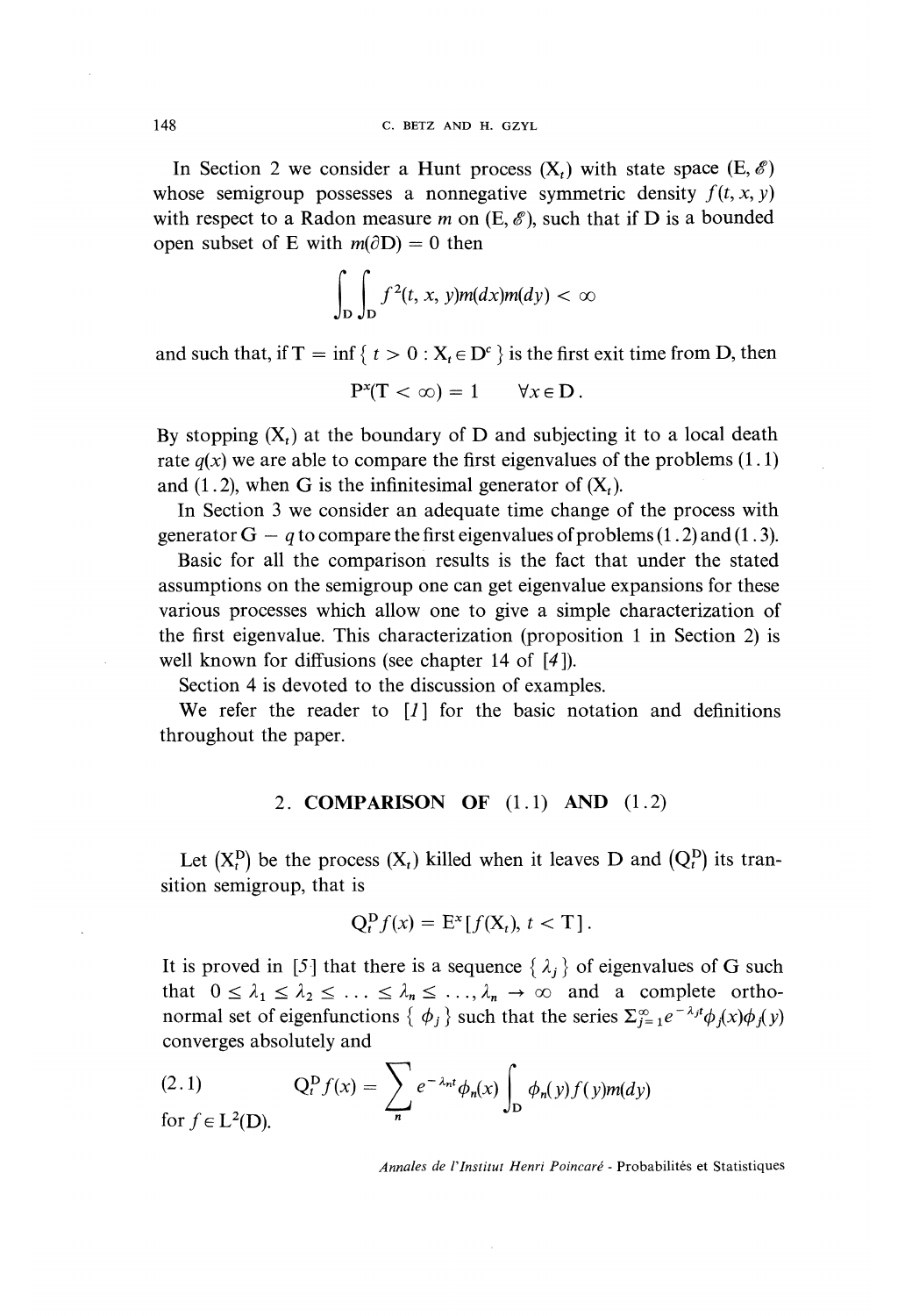In Section 2 we consider a Hunt process $(X_t)$ with state space $(E, \mathscr{E})$ whose semigroup possesses a nonnegative symmetric density $f(t, x, y)$ with respect to a Radon measure $m$ on $(E, \mathscr{E})$, such that if D is a bounded open subset of E with $m(\partial D) = 0$ then

$$\int_D \int_D f^2(t, x, y) m(dx) m(dy) < \infty$$

and such that, if $T = \inf\{ t > 0 : X_t \in D^c \}$ is the first exit time from D, then

$$P^x(T < \infty) = 1 \qquad \forall x \in D .$$

By stopping $(X_t)$ at the boundary of D and subjecting it to a local death rate $q(x)$ we are able to compare the first eigenvalues of the problems (1.1) and (1.2), when G is the infinitesimal generator of $(X_t)$.

In Section 3 we consider an adequate time change of the process with generator $G - q$ to compare the first eigenvalues of problems (1.2) and (1.3).

Basic for all the comparison results is the fact that under the stated assumptions on the semigroup one can get eigenvalue expansions for these various processes which allow one to give a simple characterization of the first eigenvalue. This characterization (proposition 1 in Section 2) is well known for diffusions (see chapter 14 of [4]).

Section 4 is devoted to the discussion of examples.

We refer the reader to [1] for the basic notation and definitions throughout the paper.

## 2. COMPARISON OF (1.1) AND (1.2)

Let $(X_t^D)$ be the process $(X_t)$ killed when it leaves D and $(Q_t^D)$ its transition semigroup, that is

$$Q_t^D f(x) = E^x [ f(X_t), t < T ] .$$

It is proved in [5] that there is a sequence $\{ \lambda_j \}$ of eigenvalues of G such that $0 \leq \lambda_1 \leq \lambda_2 \leq \ldots \leq \lambda_n \leq \ldots, \lambda_n \to \infty$ and a complete orthonormal set of eigenfunctions $\{ \phi_j \}$ such that the series $\Sigma_{j=1}^{\infty} e^{-\lambda_j t} \phi_j(x) \phi_j(y)$ converges absolutely and

$$(2.1) \qquad Q_t^D f(x) = \sum_n e^{-\lambda_n t} \phi_n(x) \int_D \phi_n(y) f(y) m(dy)$$

for $f \in L^2(D)$.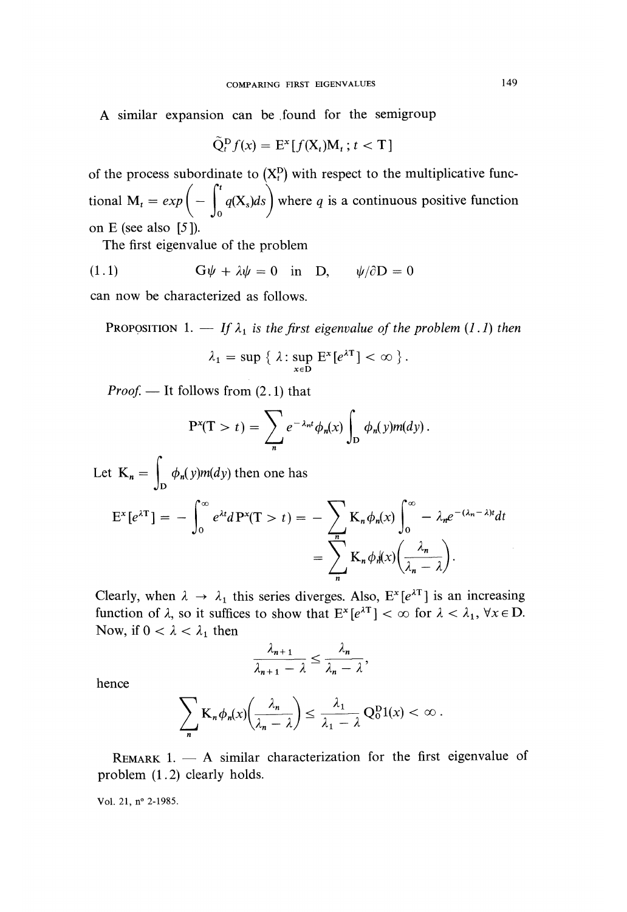A similar expansion can be found for the semigroup

$$\tilde{Q}_t^D f(x) = E^x [f(X_t) M_t \, ; t < T]$$

of the process subordinate to $(X_t^D)$ with respect to the multiplicative functional $M_t = exp\left( - \int_0^t q(X_s) ds \right)$ where $q$ is a continuous positive function on E (see also [5]).

The first eigenvalue of the problem

$$\text{(1.1)} \qquad G\psi + \lambda\psi = 0 \quad \text{in} \quad D, \qquad \psi/\partial D = 0$$

can now be characterized as follows.

PROPOSITION 1. — *If $\lambda_1$ is the first eigenvalue of the problem (1.1) then*

$$\lambda_1 = \sup \{ \lambda : \sup_{x \in D} E^x [e^{\lambda T}] < \infty \} .$$

*Proof.* — It follows from (2.1) that

$$P^x(T > t) = \sum_n e^{-\lambda_n t} \phi_n(x) \int_D \phi_n(y) m(dy) .$$

Let $K_n = \int_D \phi_n(y) m(dy)$ then one has

$$E^x [e^{\lambda T}] = - \int_0^\infty e^{\lambda t} d P^x(T > t) = - \sum_n K_n \phi_n(x) \int_0^\infty - \lambda_n e^{-(\lambda_n - \lambda)t} dt$$
$$= \sum_n K_n \phi_n(x) \left( \frac{\lambda_n}{\lambda_n - \lambda} \right) .$$

Clearly, when $\lambda \to \lambda_1$ this series diverges. Also, $E^x [e^{\lambda T}]$ is an increasing function of $\lambda$, so it suffices to show that $E^x [e^{\lambda T}] < \infty$ for $\lambda < \lambda_1$, $\forall x \in D$. Now, if $0 < \lambda < \lambda_1$ then

$$\frac{\lambda_{n+1}}{\lambda_{n+1} - \lambda} \leq \frac{\lambda_n}{\lambda_n - \lambda} ,$$

hence

$$\sum_n K_n \phi_n(x) \left( \frac{\lambda_n}{\lambda_n - \lambda} \right) \leq \frac{\lambda_1}{\lambda_1 - \lambda} Q_0^D 1(x) < \infty .$$

REMARK 1. — A similar characterization for the first eigenvalue of problem (1.2) clearly holds.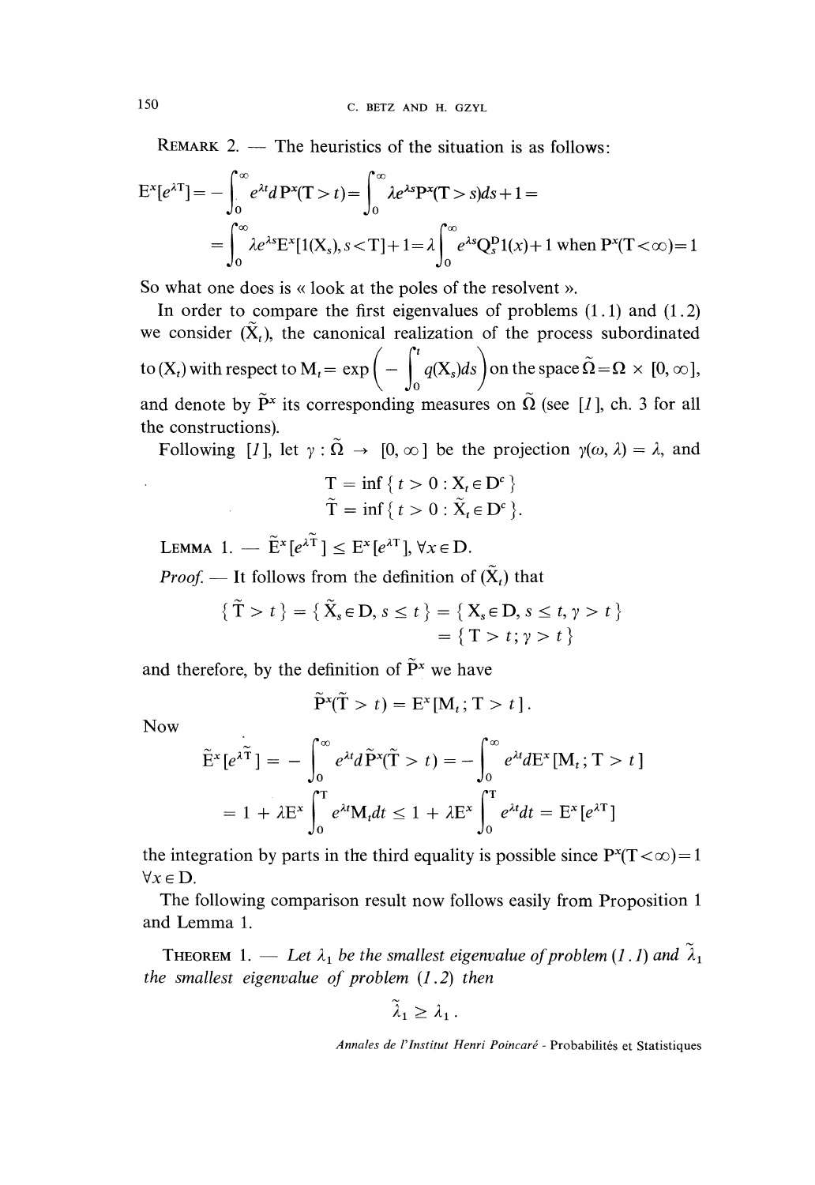REMARK 2. — The heuristics of the situation is as follows:

$$E^x[e^{\lambda T}] = -\int_0^\infty e^{\lambda t} d P^x(T > t) = \int_0^\infty \lambda e^{\lambda s} P^x(T > s) ds + 1 =$$

$$= \int_0^\infty \lambda e^{\lambda s} E^x[1(X_s), s < T] + 1 = \lambda \int_0^\infty e^{\lambda s} Q_s^D 1(x) + 1 \text{ when } P^x(T < \infty) = 1$$

So what one does is « look at the poles of the resolvent ».

In order to compare the first eigenvalues of problems (1.1) and (1.2) we consider $(\tilde{X}_t)$, the canonical realization of the process subordinated to $(X_t)$ with respect to $M_t = \exp\left(-\int_0^t q(X_s) ds\right)$ on the space $\tilde{\Omega} = \Omega \times [0, \infty]$, and denote by $\tilde{P}^x$ its corresponding measures on $\tilde{\Omega}$ (see [1], ch. 3 for all the constructions).

Following [1], let $\gamma : \tilde{\Omega} \to [0, \infty]$ be the projection $\gamma(\omega, \lambda) = \lambda$, and

$$T = \inf\{ t > 0 : X_t \in D^c \}$$
$$\tilde{T} = \inf\{ t > 0 : \tilde{X}_t \in D^c \}.$$

LEMMA 1. — $\tilde{E}^x[e^{\lambda \tilde{T}}] \leq E^x[e^{\lambda T}]$, $\forall x \in D$.

*Proof.* — It follows from the definition of $(\tilde{X}_t)$ that

$$\{ \tilde{T} > t \} = \{ \tilde{X}_s \in D, s \leq t \} = \{ X_s \in D, s \leq t, \gamma > t \}$$
$$= \{ T > t; \gamma > t \}$$

and therefore, by the definition of $\tilde{P}^x$ we have

$$\tilde{P}^x(\tilde{T} > t) = E^x[M_t ; T > t].$$

Now

$$\tilde{E}^x[e^{\lambda \tilde{T}}] = -\int_0^\infty e^{\lambda t} d\tilde{P}^x(\tilde{T} > t) = -\int_0^\infty e^{\lambda t} dE^x[M_t ; T > t]$$

$$= 1 + \lambda E^x \int_0^T e^{\lambda t} M_t dt \leq 1 + \lambda E^x \int_0^T e^{\lambda t} dt = E^x[e^{\lambda T}]$$

the integration by parts in the third equality is possible since $P^x(T < \infty) = 1$ $\forall x \in D$.

The following comparison result now follows easily from Proposition 1 and Lemma 1.

THEOREM 1. — *Let $\lambda_1$ be the smallest eigenvalue of problem (1.1) and $\tilde{\lambda}_1$ the smallest eigenvalue of problem (1.2) then*

$$\tilde{\lambda}_1 \geq \lambda_1 .$$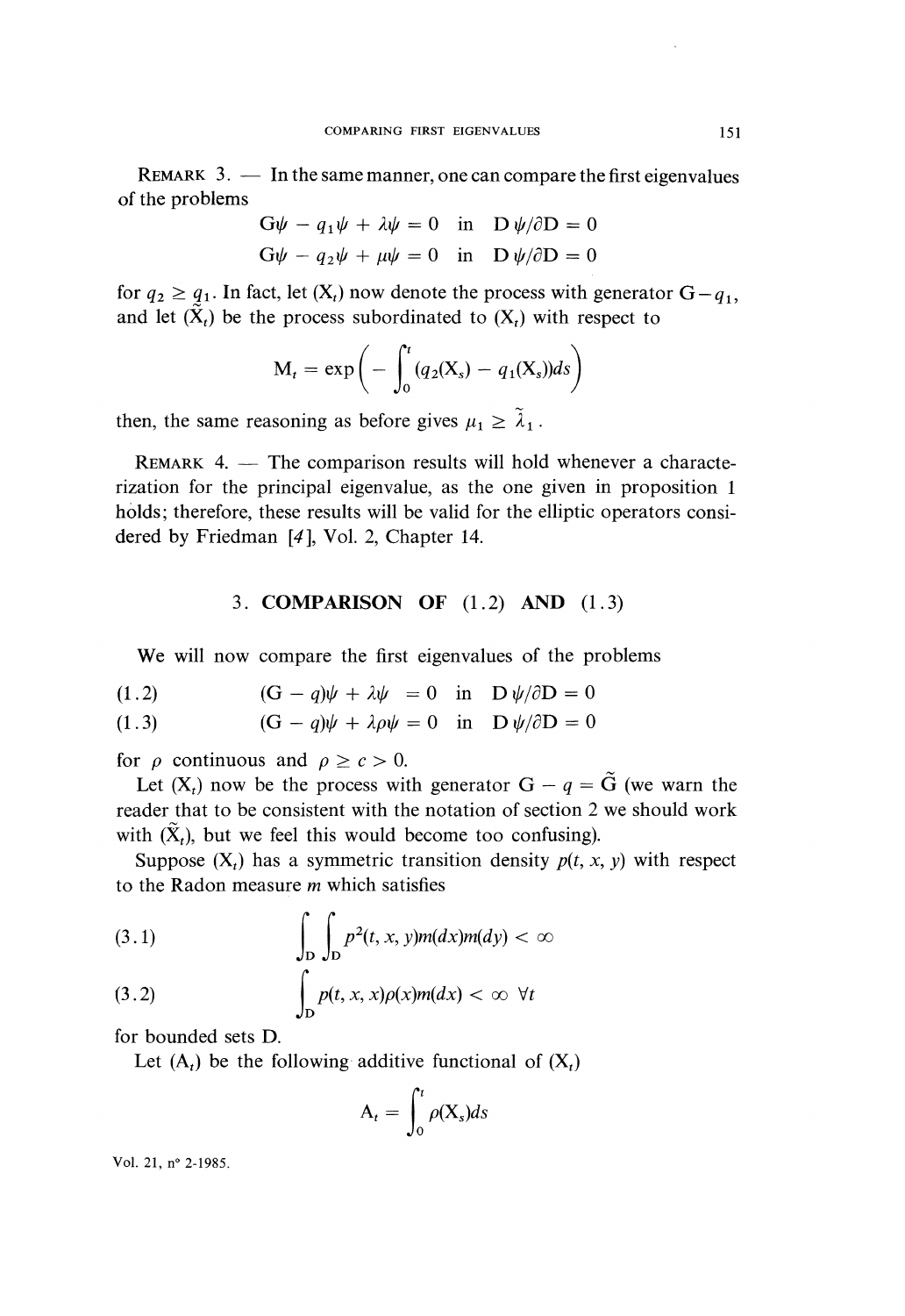REMARK 3. — In the same manner, one can compare the first eigenvalues of the problems

$$G\psi - q_1\psi + \lambda\psi = 0 \quad \text{in} \quad D\ \psi/\partial D = 0$$

$$G\psi - q_2\psi + \mu\psi = 0 \quad \text{in} \quad D\ \psi/\partial D = 0$$

for $q_2 \geq q_1$. In fact, let $(X_t)$ now denote the process with generator $G - q_1$, and let $(\tilde{X}_t)$ be the process subordinated to $(X_t)$ with respect to

$$M_t = \exp\left(-\int_0^t (q_2(X_s) - q_1(X_s))ds\right)$$

then, the same reasoning as before gives $\mu_1 \geq \tilde{\lambda}_1$.

REMARK 4. — The comparison results will hold whenever a characterization for the principal eigenvalue, as the one given in proposition 1 holds; therefore, these results will be valid for the elliptic operators considered by Friedman [4], Vol. 2, Chapter 14.

## 3. COMPARISON OF (1.2) AND (1.3)

We will now compare the first eigenvalues of the problems

$$(1.2) \qquad (G - q)\psi + \lambda\psi = 0 \quad \text{in} \quad D\ \psi/\partial D = 0$$

$$(1.3) \qquad (G - q)\psi + \lambda\rho\psi = 0 \quad \text{in} \quad D\ \psi/\partial D = 0$$

for $\rho$ continuous and $\rho \geq c > 0$.

Let $(X_t)$ now be the process with generator $G - q = \tilde{G}$ (we warn the reader that to be consistent with the notation of section 2 we should work with $(\tilde{X}_t)$, but we feel this would become too confusing).

Suppose $(X_t)$ has a symmetric transition density $p(t, x, y)$ with respect to the Radon measure $m$ which satisfies

$$(3.1) \qquad \int_D \int_D p^2(t, x, y)m(dx)m(dy) < \infty$$

$$(3.2) \qquad \int_D p(t, x, x)\rho(x)m(dx) < \infty \ \forall t$$

for bounded sets D.

Let $(A_t)$ be the following additive functional of $(X_t)$

$$A_t = \int_0^t \rho(X_s)ds$$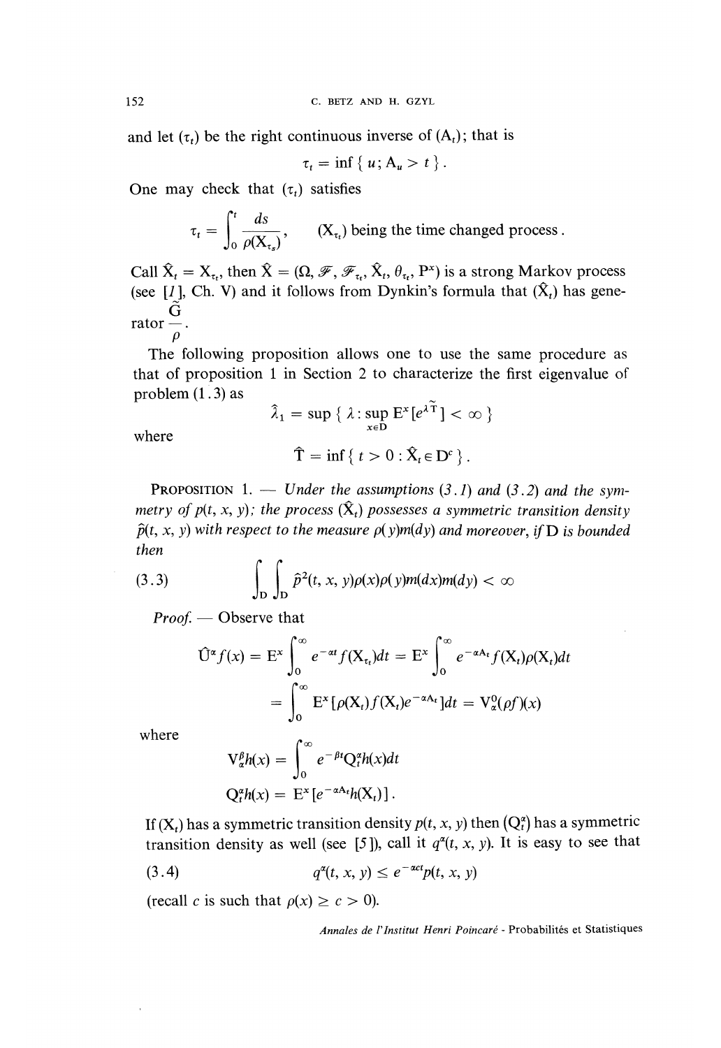and let $(\tau_t)$ be the right continuous inverse of $(A_t)$; that is

$$\tau_t = \inf \{ u ; A_u > t \} .$$

One may check that $(\tau_t)$ satisfies

$$\tau_t = \int_0^t \frac{ds}{\rho(X_{\tau_s})}, \qquad (X_{\tau_t}) \text{ being the time changed process} .$$

Call $\hat{X}_t = X_{\tau_t}$, then $\hat{X} = (\Omega, \mathscr{F}, \mathscr{F}_{\tau_t}, \hat{X}_t, \theta_{\tau_t}, P^x)$ is a strong Markov process (see [1], Ch. V) and it follows from Dynkin's formula that $(\hat{X}_t)$ has generator $\frac{\tilde{G}}{\rho}$.

The following proposition allows one to use the same procedure as that of proposition 1 in Section 2 to characterize the first eigenvalue of problem (1.3) as

$$\hat{\lambda}_1 = \sup \{ \lambda : \sup_{x \in D} E^x [e^{\lambda \tilde{T}}] < \infty \}$$

where

$$\hat{T} = \inf \{ t > 0 : \hat{X}_t \in D^c \} .$$

PROPOSITION 1. — *Under the assumptions (3.1) and (3.2) and the symmetry of $p(t, x, y)$; the process $(\hat{X}_t)$ possesses a symmetric transition density $\hat{p}(t, x, y)$ with respect to the measure $\rho(y)m(dy)$ and moreover, if D is bounded then*

$$(3.3) \qquad \int_D \int_D \hat{p}^2(t, x, y)\rho(x)\rho(y)m(dx)m(dy) < \infty$$

*Proof.* — Observe that

$$\hat{U}^\alpha f(x) = E^x \int_0^\infty e^{-\alpha t} f(X_{\tau_t})dt = E^x \int_0^\infty e^{-\alpha A_t} f(X_t)\rho(X_t)dt$$

$$= \int_0^\infty E^x [\rho(X_t)f(X_t)e^{-\alpha A_t}]dt = V^0_\alpha(\rho f)(x)$$

where

$$V^\beta_\alpha h(x) = \int_0^\infty e^{-\beta t} Q^\alpha_t h(x)dt$$

$$Q^\alpha_t h(x) = E^x [e^{-\alpha A_t} h(X_t)] .$$

If $(X_t)$ has a symmetric transition density $p(t, x, y)$ then $(Q^\alpha_t)$ has a symmetric transition density as well (see [5]), call it $q^\alpha(t, x, y)$. It is easy to see that

$$(3.4) \qquad q^\alpha(t, x, y) \leq e^{-\alpha c t} p(t, x, y)$$

(recall $c$ is such that $\rho(x) \geq c > 0$).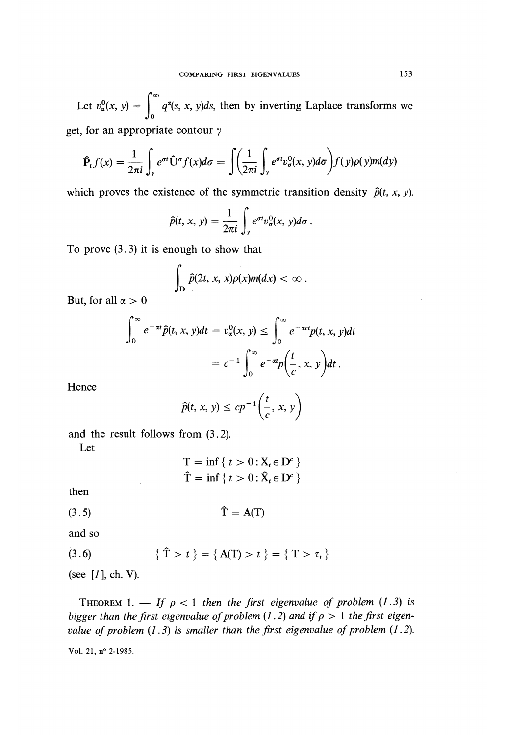Let $v_\alpha^0(x, y) = \int_0^\infty q^\alpha(s, x, y)ds$, then by inverting Laplace transforms we get, for an appropriate contour $\gamma$

$$\hat{\mathrm{P}}_t f(x) = \frac{1}{2\pi i}\int_\gamma e^{\sigma t}\hat{\mathrm{U}}^\sigma f(x)d\sigma = \int\left(\frac{1}{2\pi i}\int_\gamma e^{\sigma t}v_\sigma^0(x, y)d\sigma\right)f(y)\rho(y)m(dy)$$

which proves the existence of the symmetric transition density $\hat{p}(t, x, y)$.

$$\hat{p}(t, x, y) = \frac{1}{2\pi i}\int_\gamma e^{\sigma t}v_\sigma^0(x, y)d\sigma .$$

To prove (3.3) it is enough to show that

$$\int_{\mathrm{D}} \hat{p}(2t, x, x)\rho(x)m(dx) < \infty .$$

But, for all $\alpha > 0$

$$\int_0^\infty e^{-\alpha t}\hat{p}(t, x, y)dt = v_\alpha^0(x, y) \leq \int_0^\infty e^{-\alpha c t}p(t, x, y)dt$$

$$= c^{-1}\int_0^\infty e^{-\alpha t}p\left(\frac{t}{c}, x, y\right)dt .$$

Hence

$$\hat{p}(t, x, y) \leq cp^{-1}\left(\frac{t}{c}, x, y\right)$$

and the result follows from (3.2).

Let

$$\mathrm{T} = \inf\{ t > 0 : \mathrm{X}_t \in \mathrm{D}^c \}$$
$$\hat{\mathrm{T}} = \inf\{ t > 0 : \hat{\mathrm{X}}_t \in \mathrm{D}^c \}$$

then

$$\hat{\mathrm{T}} = \mathrm{A}(\mathrm{T}) \tag{3.5}$$

and so

$$\{ \hat{\mathrm{T}} > t \} = \{ \mathrm{A}(\mathrm{T}) > t \} = \{ \mathrm{T} > \tau_t \} \tag{3.6}$$

(see [1], ch. V).

**Theorem 1.** — *If $\rho < 1$ then the first eigenvalue of problem (1.3) is bigger than the first eigenvalue of problem (1.2) and if $\rho > 1$ the first eigenvalue of problem (1.3) is smaller than the first eigenvalue of problem (1.2).*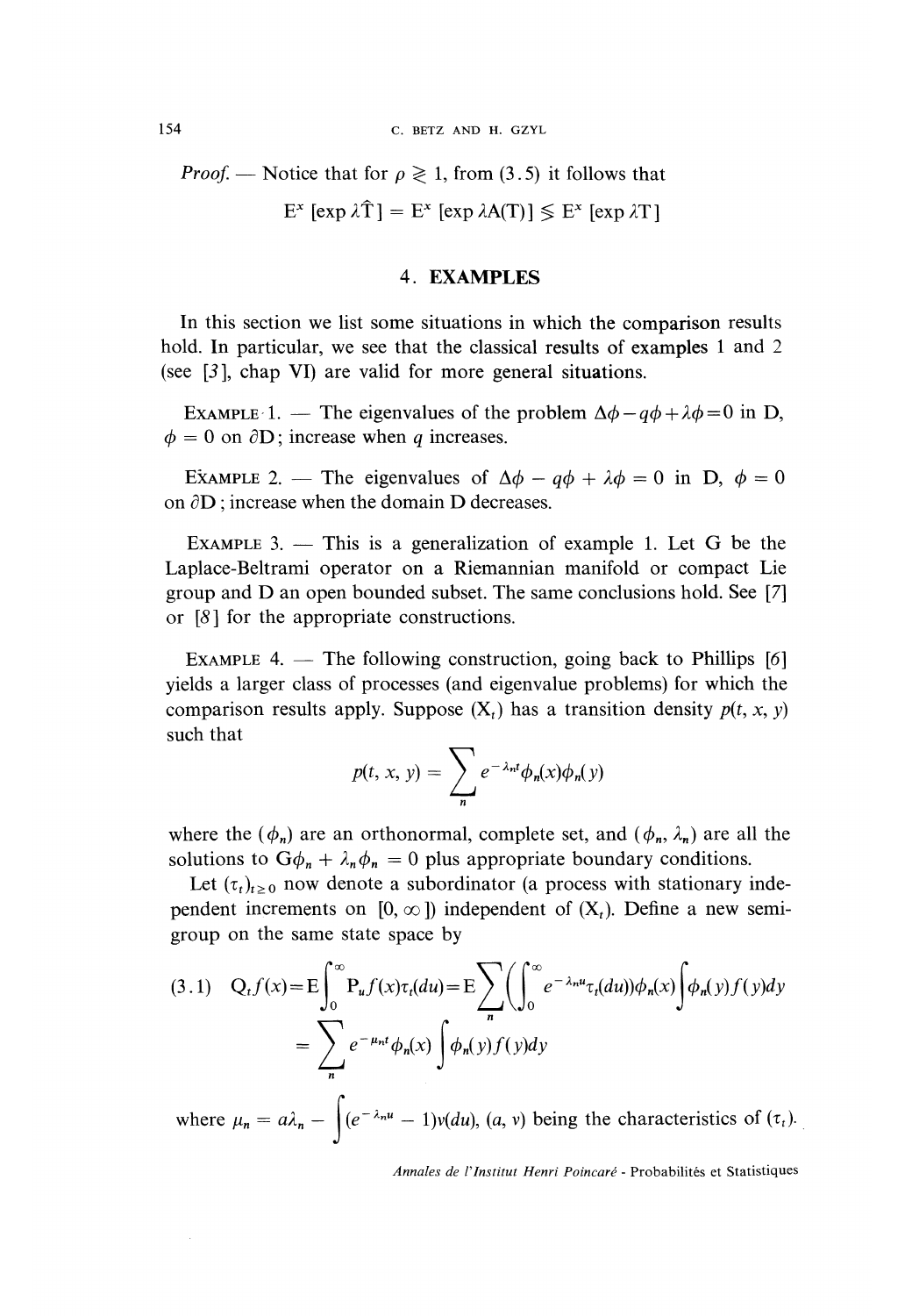*Proof.* — Notice that for $\rho \gtrless 1$, from (3.5) it follows that

$$\mathrm{E}^x [\exp \lambda \hat{\mathrm{T}}] = \mathrm{E}^x [\exp \lambda \mathrm{A}(\mathrm{T})] \leqslant \mathrm{E}^x [\exp \lambda \mathrm{T}]$$

## 4. EXAMPLES

In this section we list some situations in which the comparison results hold. In particular, we see that the classical results of examples 1 and 2 (see [3], chap VI) are valid for more general situations.

EXAMPLE 1. — The eigenvalues of the problem $\Delta\phi - q\phi + \lambda\phi = 0$ in D, $\phi = 0$ on $\partial$D; increase when $q$ increases.

EXAMPLE 2. — The eigenvalues of $\Delta\phi - q\phi + \lambda\phi = 0$ in D, $\phi = 0$ on $\partial$D; increase when the domain D decreases.

EXAMPLE 3. — This is a generalization of example 1. Let G be the Laplace-Beltrami operator on a Riemannian manifold or compact Lie group and D an open bounded subset. The same conclusions hold. See [7] or [8] for the appropriate constructions.

EXAMPLE 4. — The following construction, going back to Phillips [6] yields a larger class of processes (and eigenvalue problems) for which the comparison results apply. Suppose $(\mathrm{X}_t)$ has a transition density $p(t, x, y)$ such that

$$p(t, x, y) = \sum_n e^{-\lambda_n t} \phi_n(x)\phi_n(y)$$

where the $(\phi_n)$ are an orthonormal, complete set, and $(\phi_n, \lambda_n)$ are all the solutions to $\mathrm{G}\phi_n + \lambda_n\phi_n = 0$ plus appropriate boundary conditions.

Let $(\tau_t)_{t \geq 0}$ now denote a subordinator (a process with stationary independent increments on $[0, \infty])$ independent of $(\mathrm{X}_t)$. Define a new semigroup on the same state space by

$$(3.1)\quad \mathrm{Q}_t f(x) = \mathrm{E}\int_0^\infty \mathrm{P}_u f(x)\tau_t(du) = \mathrm{E}\sum_n \left(\left(\int_0^\infty e^{-\lambda_n u}\tau_t(du)\right)\phi_n(x)\int \phi_n(y) f(y)dy\right.$$
$$= \sum_n e^{-\mu_n t}\phi_n(x)\int \phi_n(y) f(y)dy$$

where $\mu_n = a\lambda_n - \int (e^{-\lambda_n u} - 1)\nu(du)$, $(a, \nu)$ being the characteristics of $(\tau_t)$.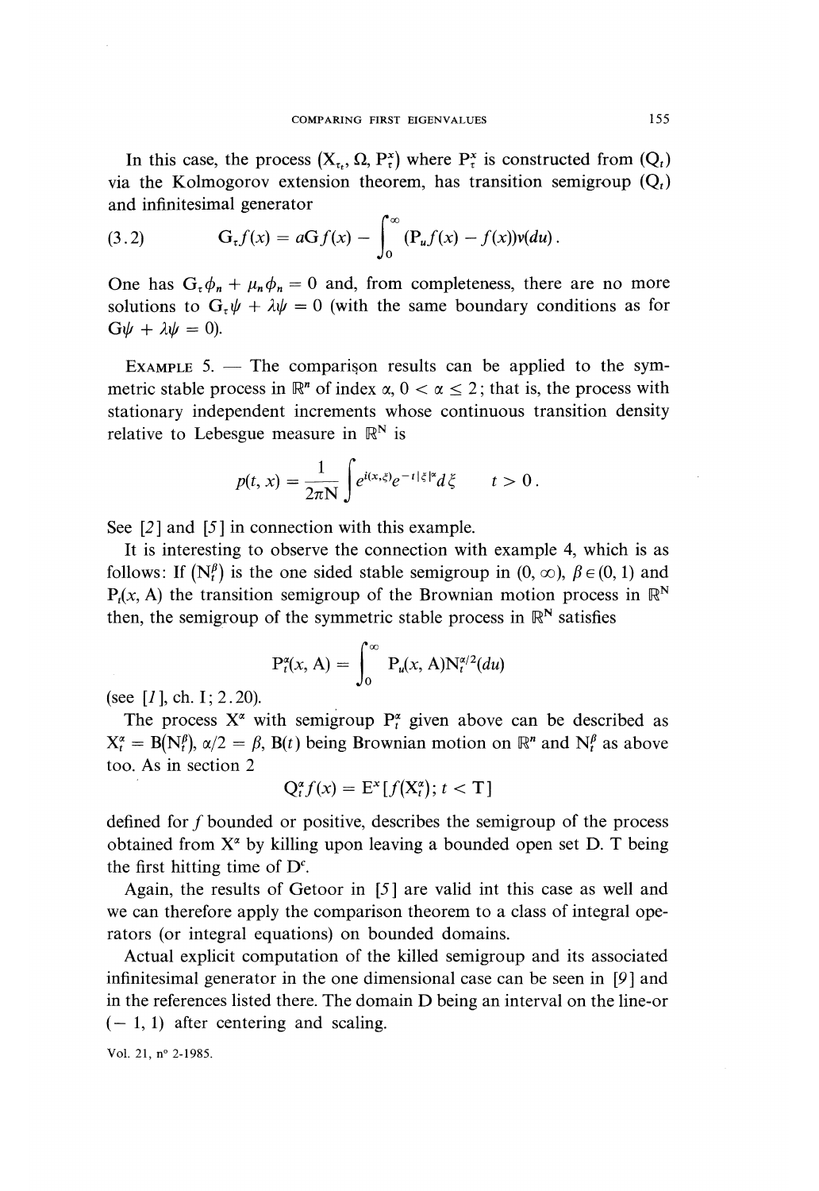In this case, the process $(X_{\tau_t}, \Omega, P_\tau^x)$ where $P_\tau^x$ is constructed from $(Q_t)$ via the Kolmogorov extension theorem, has transition semigroup $(Q_t)$ and infinitesimal generator

$$
(3.2) \qquad G_\tau f(x) = aGf(x) - \int_0^\infty (P_u f(x) - f(x))\nu(du).
$$

One has $G_\tau \phi_n + \mu_n \phi_n = 0$ and, from completeness, there are no more solutions to $G_\tau \psi + \lambda \psi = 0$ (with the same boundary conditions as for $G\psi + \lambda\psi = 0$).

EXAMPLE 5. — The comparison results can be applied to the symmetric stable process in $\mathbb{R}^n$ of index $\alpha$, $0 < \alpha \leq 2$; that is, the process with stationary independent increments whose continuous transition density relative to Lebesgue measure in $\mathbb{R}^N$ is

$$
p(t, x) = \frac{1}{2\pi N} \int e^{i(x,\xi)} e^{-t|\xi|^\alpha} d\xi \qquad t > 0.
$$

See [2] and [5] in connection with this example.

It is interesting to observe the connection with example 4, which is as follows: If $(N_t^\beta)$ is the one sided stable semigroup in $(0, \infty)$, $\beta \in (0, 1)$ and $P_t(x, A)$ the transition semigroup of the Brownian motion process in $\mathbb{R}^N$ then, the semigroup of the symmetric stable process in $\mathbb{R}^N$ satisfies

$$
P_t^\alpha(x, A) = \int_0^\infty P_u(x, A) N_t^{\alpha/2}(du)
$$

(see [1], ch. I; 2.20).

The process $X^\alpha$ with semigroup $P_t^\alpha$ given above can be described as $X_t^\alpha = B(N_t^\beta)$, $\alpha/2 = \beta$, $B(t)$ being Brownian motion on $\mathbb{R}^n$ and $N_t^\beta$ as above too. As in section 2

$$
Q_t^\alpha f(x) = E^x[f(X_t^\alpha); t < T]
$$

defined for $f$ bounded or positive, describes the semigroup of the process obtained from $X^\alpha$ by killing upon leaving a bounded open set D. T being the first hitting time of $D^c$.

Again, the results of Getoor in [5] are valid int this case as well and we can therefore apply the comparison theorem to a class of integral operators (or integral equations) on bounded domains.

Actual explicit computation of the killed semigroup and its associated infinitesimal generator in the one dimensional case can be seen in [9] and in the references listed there. The domain D being an interval on the line-or $(-1, 1)$ after centering and scaling.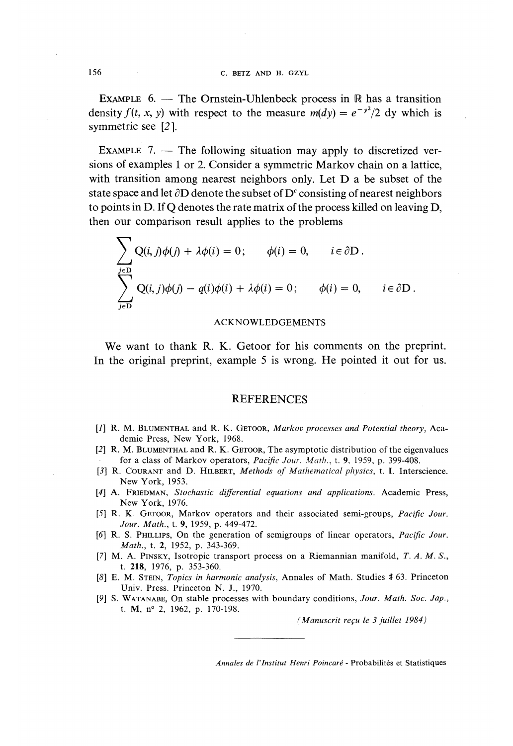EXAMPLE 6. — The Ornstein-Uhlenbeck process in $\mathbb{R}$ has a transition density $f(t, x, y)$ with respect to the measure $m(dy) = e^{-y^2}/2\ dy$ which is symmetric see [2].

EXAMPLE 7. — The following situation may apply to discretized versions of examples 1 or 2. Consider a symmetric Markov chain on a lattice, with transition among nearest neighbors only. Let D a be subset of the state space and let $\partial D$ denote the subset of $D^c$ consisting of nearest neighbors to points in D. If Q denotes the rate matrix of the process killed on leaving D, then our comparison result applies to the problems

$$\sum_{j \in D} Q(i, j)\phi(j) + \lambda\phi(i) = 0; \qquad \phi(i) = 0, \qquad i \in \partial D.$$

$$\sum_{j \in D} Q(i, j)\phi(j) - q(i)\phi(i) + \lambda\phi(i) = 0; \qquad \phi(i) = 0, \qquad i \in \partial D.$$

## ACKNOWLEDGEMENTS

We want to thank R. K. Getoor for his comments on the preprint. In the original preprint, example 5 is wrong. He pointed it out for us.

## REFERENCES

[1] R. M. BLUMENTHAL and R. K. GETOOR, *Markov processes and Potential theory*, Academic Press, New York, 1968.

[2] R. M. BLUMENTHAL and R. K. GETOOR, The asymptotic distribution of the eigenvalues for a class of Markov operators, *Pacific Jour. Math.*, t. **9**, 1959, p. 399-408.

[3] R. COURANT and D. HILBERT, *Methods of Mathematical physics*, t. **I**. Interscience. New York, 1953.

[4] A. FRIEDMAN, *Stochastic differential equations and applications*. Academic Press, New York, 1976.

[5] R. K. GETOOR, Markov operators and their associated semi-groups, *Pacific Jour. Jour. Math.*, t. **9**, 1959, p. 449-472.

[6] R. S. PHILLIPS, On the generation of semigroups of linear operators, *Pacific Jour. Math.*, t. **2**, 1952, p. 343-369.

[7] M. A. PINSKY, Isotropic transport process on a Riemannian manifold, *T. A. M. S.*, t. **218**, 1976, p. 353-360.

[8] E. M. STEIN, *Topics in harmonic analysis*, Annales of Math. Studies # 63. Princeton Univ. Press. Princeton N. J., 1970.

[9] S. WATANABE, On stable processes with boundary conditions, *Jour. Math. Soc. Jap.*, t. **M**, n° 2, 1962, p. 170-198.

*(Manuscrit reçu le 3 juillet 1984)*